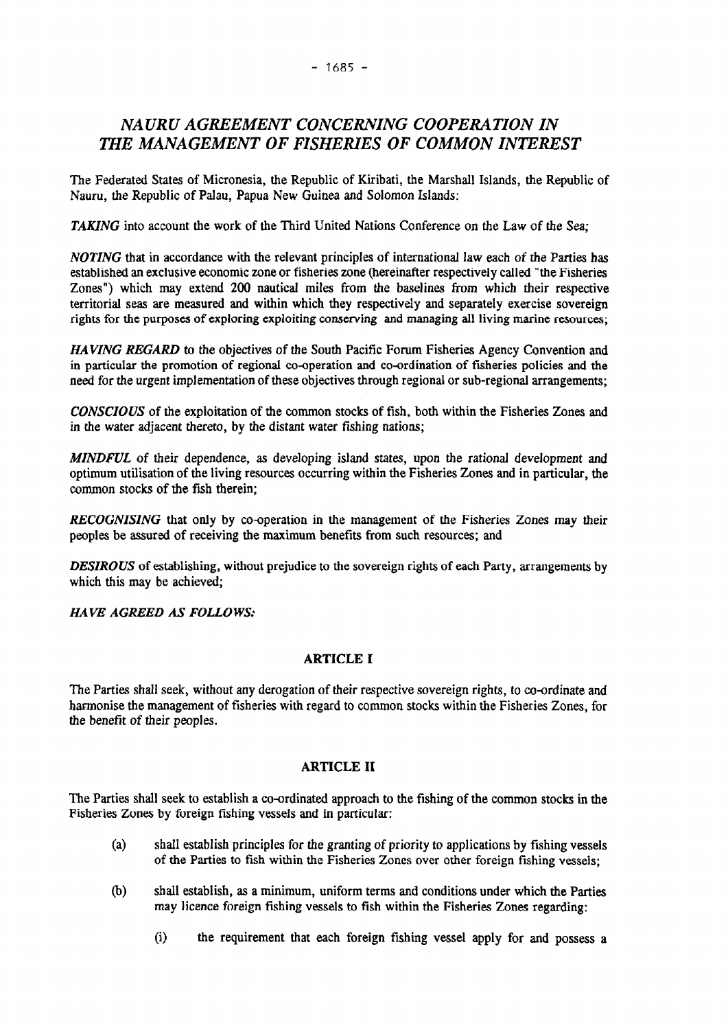# *NAURU AGREEMENT CONCERNING COOPERATION IN THE MANAGEMENT OF FISHERIES OF COMMON INTEREST*

The Federated States of Micronesia, the Republic of Kiribati, the Marshall Islands, the Republic of Nauru, the Republic of Palau, Papua New Guinea and Solomon Islands:

***TAKING*** into account the work of the Third United Nations Conference on the Law of the Sea;

***NOTING*** that in accordance with the relevant principles of international law each of the Parties has established an exclusive economic zone or fisheries zone (hereinafter respectively called "the Fisheries Zones") which may extend 200 nautical miles from the baselines from which their respective territorial seas are measured and within which they respectively and separately exercise sovereign rights for the purposes of exploring exploiting conserving and managing all living marine resources;

***HAVING REGARD*** to the objectives of the South Pacific Forum Fisheries Agency Convention and in particular the promotion of regional co-operation and co-ordination of fisheries policies and the need for the urgent implementation of these objectives through regional or sub-regional arrangements;

***CONSCIOUS*** of the exploitation of the common stocks of fish, both within the Fisheries Zones and in the water adjacent thereto, by the distant water fishing nations;

***MINDFUL*** of their dependence, as developing island states, upon the rational development and optimum utilisation of the living resources occurring within the Fisheries Zones and in particular, the common stocks of the fish therein;

***RECOGNISING*** that only by co-operation in the management of the Fisheries Zones may their peoples be assured of receiving the maximum benefits from such resources; and

***DESIROUS*** of establishing, without prejudice to the sovereign rights of each Party, arrangements by which this may be achieved;

***HAVE AGREED AS FOLLOWS:***

## ARTICLE I

The Parties shall seek, without any derogation of their respective sovereign rights, to co-ordinate and harmonise the management of fisheries with regard to common stocks within the Fisheries Zones, for the benefit of their peoples.

## ARTICLE II

The Parties shall seek to establish a co-ordinated approach to the fishing of the common stocks in the Fisheries Zones by foreign fishing vessels and in particular:

(a) shall establish principles for the granting of priority to applications by fishing vessels of the Parties to fish within the Fisheries Zones over other foreign fishing vessels;

(b) shall establish, as a minimum, uniform terms and conditions under which the Parties may licence foreign fishing vessels to fish within the Fisheries Zones regarding:

(i) the requirement that each foreign fishing vessel apply for and possess a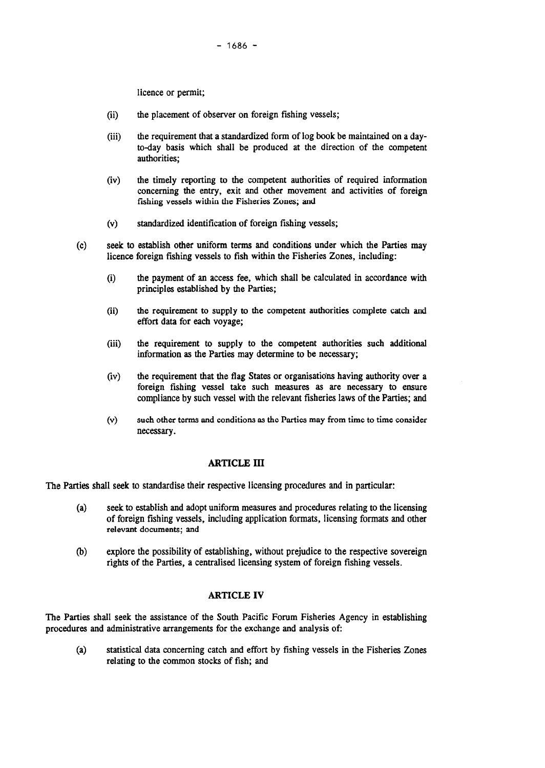licence or permit;

(ii) the placement of observer on foreign fishing vessels;

(iii) the requirement that a standardized form of log book be maintained on a day-to-day basis which shall be produced at the direction of the competent authorities;

(iv) the timely reporting to the competent authorities of required information concerning the entry, exit and other movement and activities of foreign fishing vessels within the Fisheries Zones; and

(v) standardized identification of foreign fishing vessels;

(c) seek to establish other uniform terms and conditions under which the Parties may licence foreign fishing vessels to fish within the Fisheries Zones, including:

(i) the payment of an access fee, which shall be calculated in accordance with principles established by the Parties;

(ii) the requirement to supply to the competent authorities complete catch and effort data for each voyage;

(iii) the requirement to supply to the competent authorities such additional information as the Parties may determine to be necessary;

(iv) the requirement that the flag States or organisations having authority over a foreign fishing vessel take such measures as are necessary to ensure compliance by such vessel with the relevant fisheries laws of the Parties; and

(v) such other terms and conditions as the Parties may from time to time consider necessary.

## ARTICLE III

The Parties shall seek to standardise their respective licensing procedures and in particular:

(a) seek to establish and adopt uniform measures and procedures relating to the licensing of foreign fishing vessels, including application formats, licensing formats and other relevant documents; and

(b) explore the possibility of establishing, without prejudice to the respective sovereign rights of the Parties, a centralised licensing system of foreign fishing vessels.

## ARTICLE IV

The Parties shall seek the assistance of the South Pacific Forum Fisheries Agency in establishing procedures and administrative arrangements for the exchange and analysis of:

(a) statistical data concerning catch and effort by fishing vessels in the Fisheries Zones relating to the common stocks of fish; and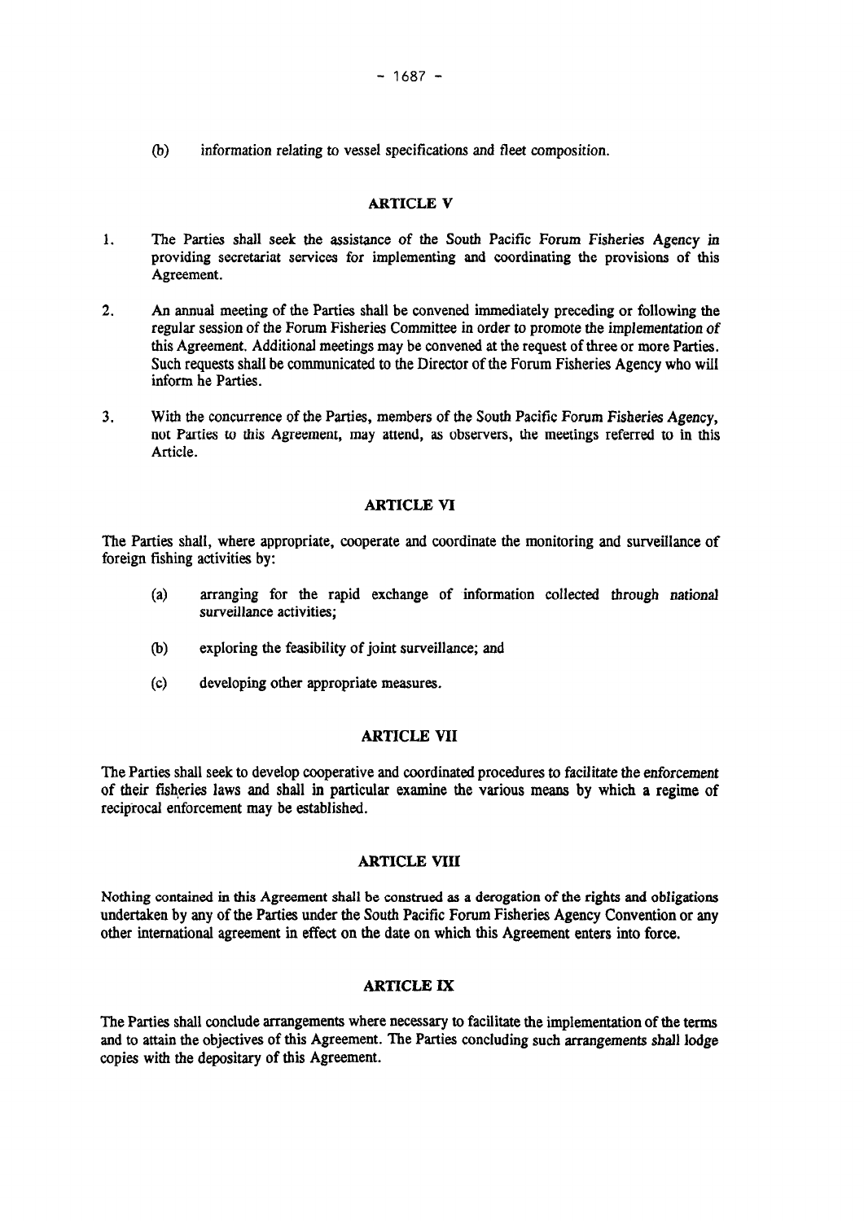(b) information relating to vessel specifications and fleet composition.

## ARTICLE V

1. The Parties shall seek the assistance of the South Pacific Forum Fisheries Agency in providing secretariat services for implementing and coordinating the provisions of this Agreement.

2. An annual meeting of the Parties shall be convened immediately preceding or following the regular session of the Forum Fisheries Committee in order to promote the implementation of this Agreement. Additional meetings may be convened at the request of three or more Parties. Such requests shall be communicated to the Director of the Forum Fisheries Agency who will inform he Parties.

3. With the concurrence of the Parties, members of the South Pacific Forum Fisheries Agency, not Parties to this Agreement, may attend, as observers, the meetings referred to in this Article.

## ARTICLE VI

The Parties shall, where appropriate, cooperate and coordinate the monitoring and surveillance of foreign fishing activities by:

(a) arranging for the rapid exchange of information collected through national surveillance activities;

(b) exploring the feasibility of joint surveillance; and

(c) developing other appropriate measures.

## ARTICLE VII

The Parties shall seek to develop cooperative and coordinated procedures to facilitate the enforcement of their fisheries laws and shall in particular examine the various means by which a regime of reciprocal enforcement may be established.

## ARTICLE VIII

Nothing contained in this Agreement shall be construed as a derogation of the rights and obligations undertaken by any of the Parties under the South Pacific Forum Fisheries Agency Convention or any other international agreement in effect on the date on which this Agreement enters into force.

## ARTICLE IX

The Parties shall conclude arrangements where necessary to facilitate the implementation of the terms and to attain the objectives of this Agreement. The Parties concluding such arrangements shall lodge copies with the depositary of this Agreement.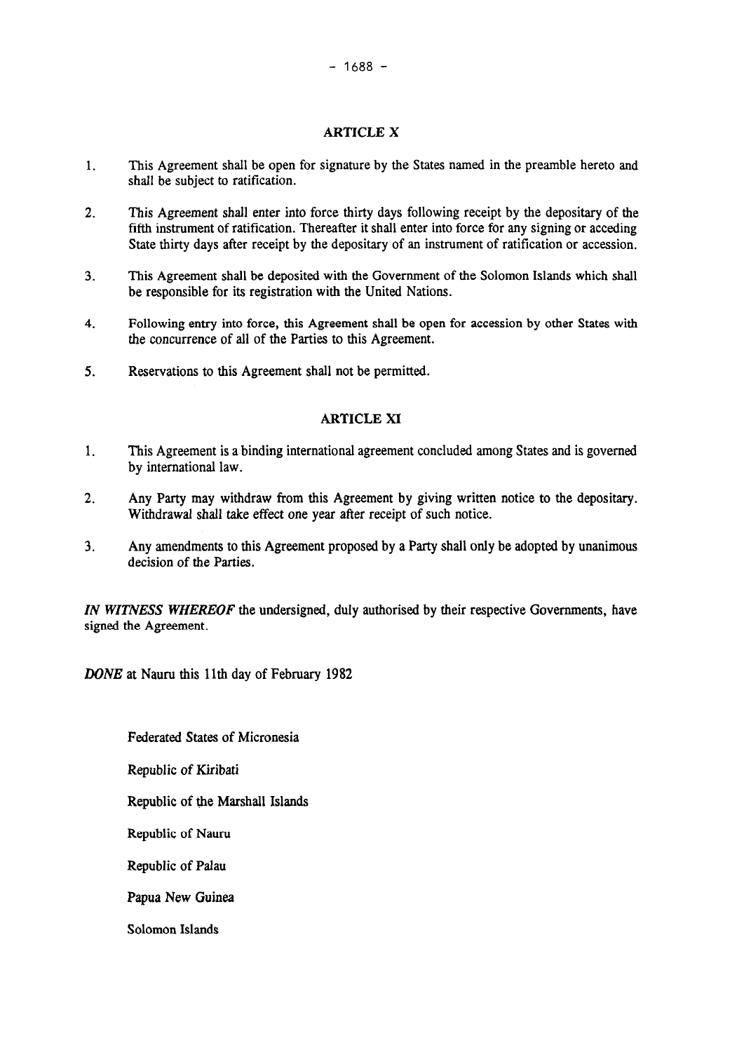## ARTICLE X

1. This Agreement shall be open for signature by the States named in the preamble hereto and shall be subject to ratification.

2. This Agreement shall enter into force thirty days following receipt by the depositary of the fifth instrument of ratification. Thereafter it shall enter into force for any signing or acceding State thirty days after receipt by the depositary of an instrument of ratification or accession.

3. This Agreement shall be deposited with the Government of the Solomon Islands which shall be responsible for its registration with the United Nations.

4. Following entry into force, this Agreement shall be open for accession by other States with the concurrence of all of the Parties to this Agreement.

5. Reservations to this Agreement shall not be permitted.

## ARTICLE XI

1. This Agreement is a binding international agreement concluded among States and is governed by international law.

2. Any Party may withdraw from this Agreement by giving written notice to the depositary. Withdrawal shall take effect one year after receipt of such notice.

3. Any amendments to this Agreement proposed by a Party shall only be adopted by unanimous decision of the Parties.

***IN WITNESS WHEREOF*** the undersigned, duly authorised by their respective Governments, have signed the Agreement.

***DONE*** at Nauru this 11th day of February 1982

Federated States of Micronesia

Republic of Kiribati

Republic of the Marshall Islands

Republic of Nauru

Republic of Palau

Papua New Guinea

Solomon Islands